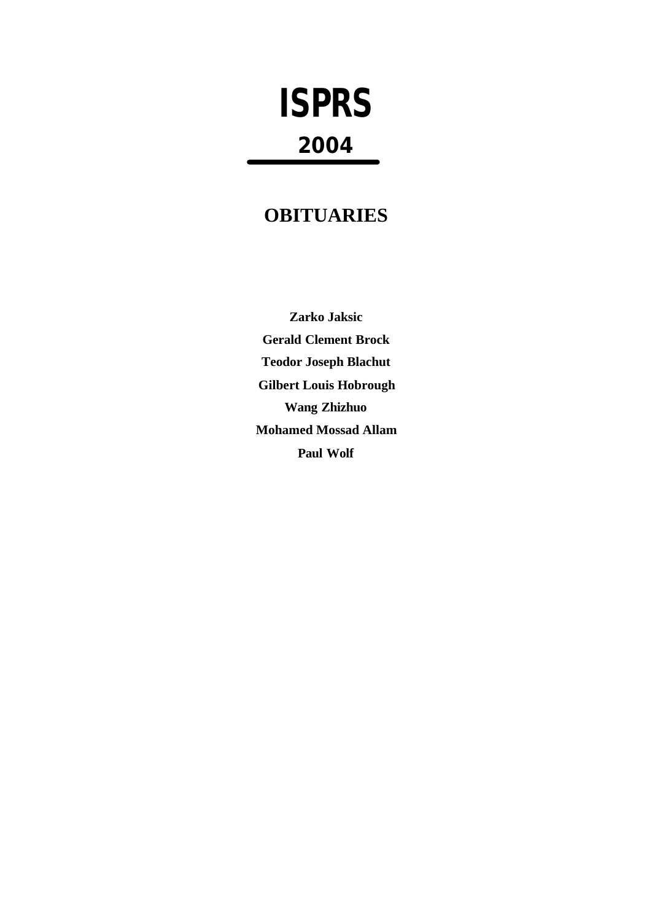# ISPRS

## 2004

## OBITUARIES

**Zarko Jaksic**

**Gerald Clement Brock**

**Teodor Joseph Blachut**

**Gilbert Louis Hobrough**

**Wang Zhizhuo**

**Mohamed Mossad Allam**

**Paul Wolf**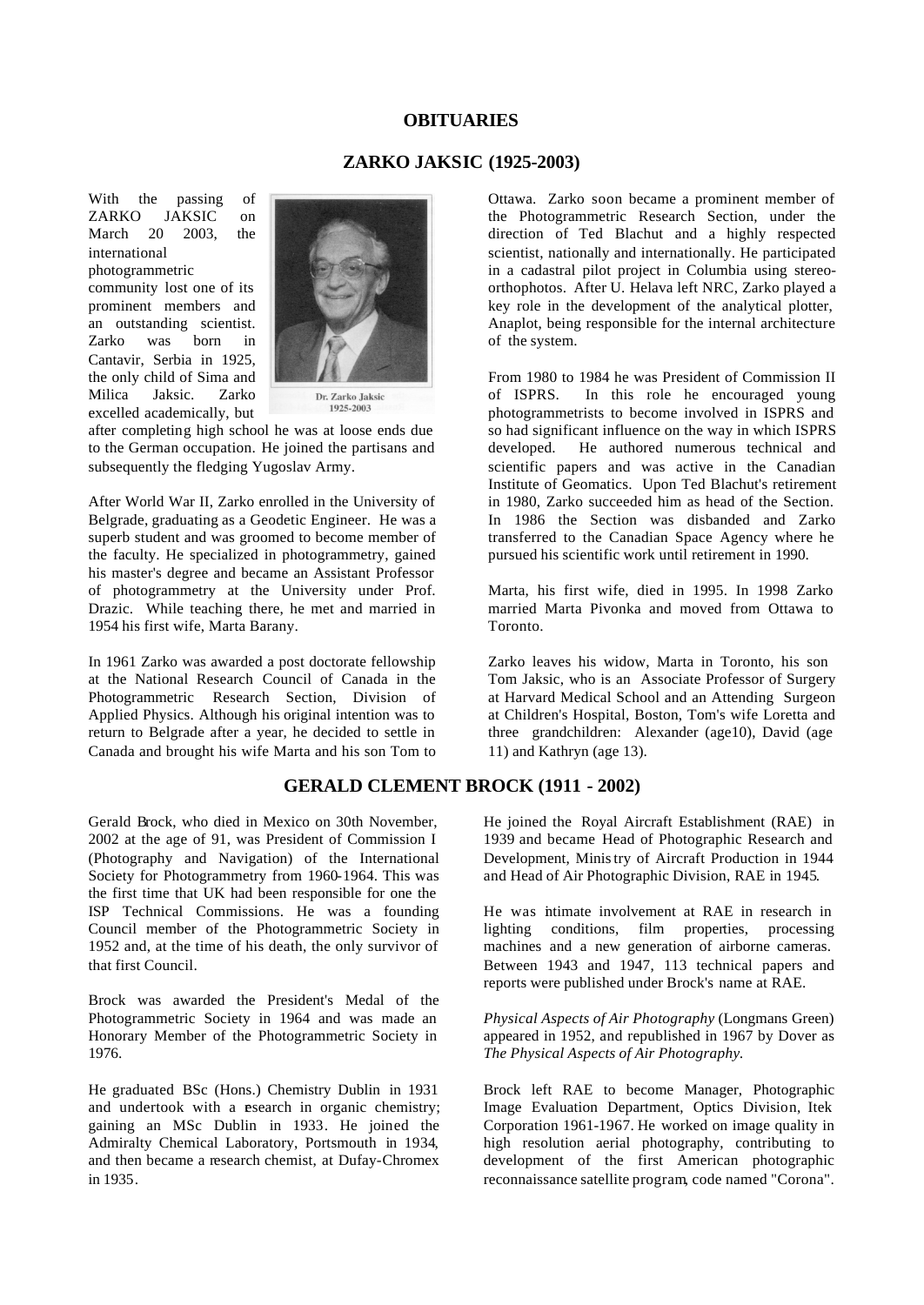# OBITUARIES

## ZARKO JAKSIC (1925-2003)

With the passing of ZARKO JAKSIC on March 20 2003, the international photogrammetric community lost one of its prominent members and an outstanding scientist. Zarko was born in Cantavir, Serbia in 1925, the only child of Sima and Milica Jaksic. Zarko excelled academically, but after completing high school he was at loose ends due to the German occupation. He joined the partisans and subsequently the fledging Yugoslav Army.

Dr. Zarko Jaksic
1925-2003

After World War II, Zarko enrolled in the University of Belgrade, graduating as a Geodetic Engineer. He was a superb student and was groomed to become member of the faculty. He specialized in photogrammetry, gained his master's degree and became an Assistant Professor of photogrammetry at the University under Prof. Drazic. While teaching there, he met and married in 1954 his first wife, Marta Barany.

In 1961 Zarko was awarded a post doctorate fellowship at the National Research Council of Canada in the Photogrammetric Research Section, Division of Applied Physics. Although his original intention was to return to Belgrade after a year, he decided to settle in Canada and brought his wife Marta and his son Tom to Ottawa. Zarko soon became a prominent member of the Photogrammetric Research Section, under the direction of Ted Blachut and a highly respected scientist, nationally and internationally. He participated in a cadastral pilot project in Columbia using stereo-orthophotos. After U. Helava left NRC, Zarko played a key role in the development of the analytical plotter, Anaplot, being responsible for the internal architecture of the system.

From 1980 to 1984 he was President of Commission II of ISPRS. In this role he encouraged young photogrammetrists to become involved in ISPRS and so had significant influence on the way in which ISPRS developed. He authored numerous technical and scientific papers and was active in the Canadian Institute of Geomatics. Upon Ted Blachut's retirement in 1980, Zarko succeeded him as head of the Section. In 1986 the Section was disbanded and Zarko transferred to the Canadian Space Agency where he pursued his scientific work until retirement in 1990.

Marta, his first wife, died in 1995. In 1998 Zarko married Marta Pivonka and moved from Ottawa to Toronto.

Zarko leaves his widow, Marta in Toronto, his son Tom Jaksic, who is an Associate Professor of Surgery at Harvard Medical School and an Attending Surgeon at Children's Hospital, Boston, Tom's wife Loretta and three grandchildren: Alexander (age10), David (age 11) and Kathryn (age 13).

## GERALD CLEMENT BROCK (1911 - 2002)

Gerald Brock, who died in Mexico on 30th November, 2002 at the age of 91, was President of Commission I (Photography and Navigation) of the International Society for Photogrammetry from 1960-1964. This was the first time that UK had been responsible for one the ISP Technical Commissions. He was a founding Council member of the Photogrammetric Society in 1952 and, at the time of his death, the only survivor of that first Council.

Brock was awarded the President's Medal of the Photogrammetric Society in 1964 and was made an Honorary Member of the Photogrammetric Society in 1976.

He graduated BSc (Hons.) Chemistry Dublin in 1931 and undertook with a research in organic chemistry; gaining an MSc Dublin in 1933. He joined the Admiralty Chemical Laboratory, Portsmouth in 1934, and then became a research chemist, at Dufay-Chromex in 1935.

He joined the Royal Aircraft Establishment (RAE) in 1939 and became Head of Photographic Research and Development, Ministry of Aircraft Production in 1944 and Head of Air Photographic Division, RAE in 1945.

He was intimate involvement at RAE in research in lighting conditions, film properties, processing machines and a new generation of airborne cameras. Between 1943 and 1947, 113 technical papers and reports were published under Brock's name at RAE.

*Physical Aspects of Air Photography* (Longmans Green) appeared in 1952, and republished in 1967 by Dover as *The Physical Aspects of Air Photography.*

Brock left RAE to become Manager, Photographic Image Evaluation Department, Optics Division, Itek Corporation 1961-1967. He worked on image quality in high resolution aerial photography, contributing to development of the first American photographic reconnaissance satellite program, code named "Corona".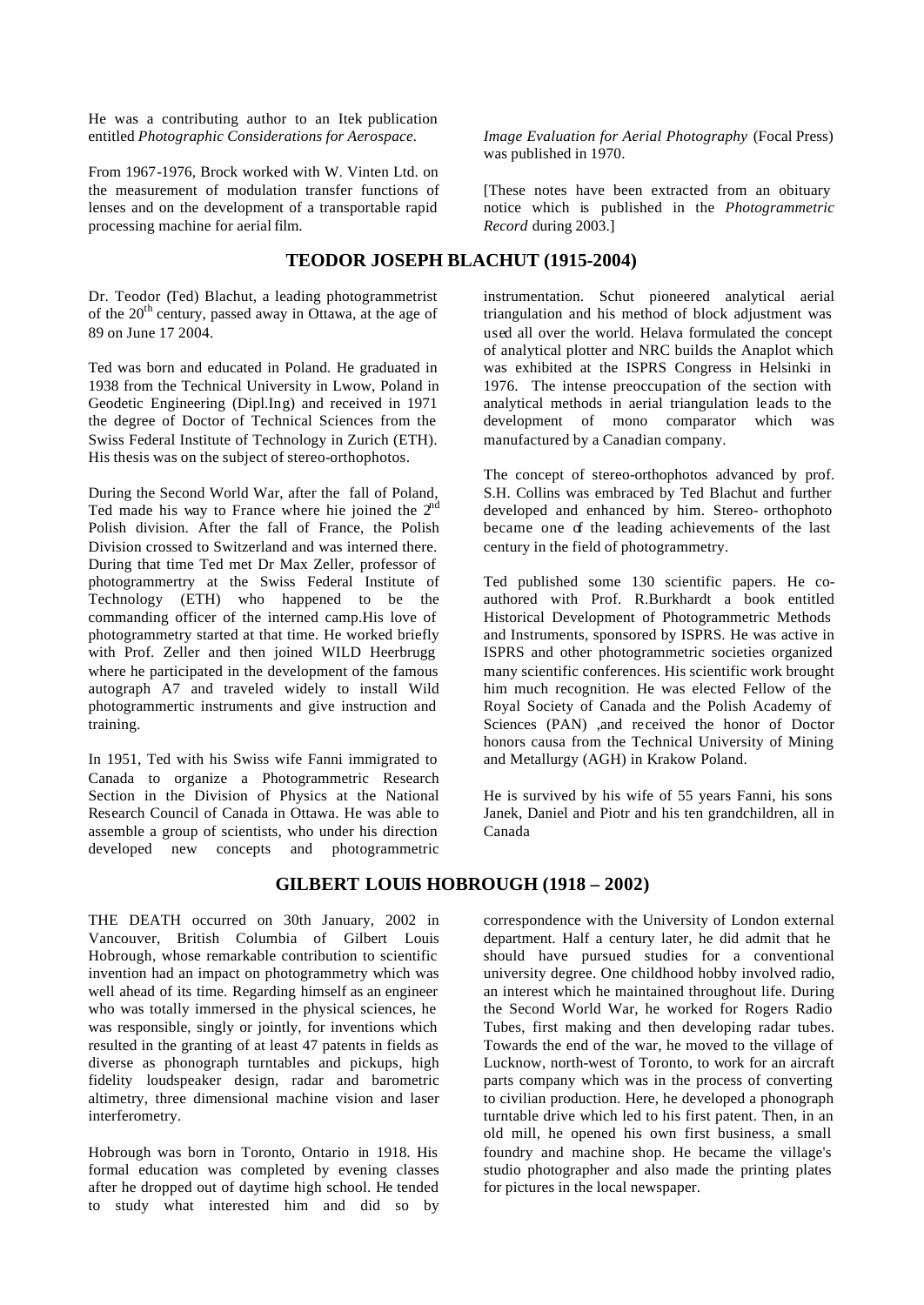He was a contributing author to an Itek publication entitled *Photographic Considerations for Aerospace.*

From 1967-1976, Brock worked with W. Vinten Ltd. on the measurement of modulation transfer functions of lenses and on the development of a transportable rapid processing machine for aerial film.

*Image Evaluation for Aerial Photography* (Focal Press) was published in 1970.

[These notes have been extracted from an obituary notice which is published in the *Photogrammetric Record* during 2003.]

## TEODOR JOSEPH BLACHUT (1915-2004)

Dr. Teodor (Ted) Blachut, a leading photogrammetrist of the 20th century, passed away in Ottawa, at the age of 89 on June 17 2004.

Ted was born and educated in Poland. He graduated in 1938 from the Technical University in Lwow, Poland in Geodetic Engineering (Dipl.Ing) and received in 1971 the degree of Doctor of Technical Sciences from the Swiss Federal Institute of Technology in Zurich (ETH). His thesis was on the subject of stereo-orthophotos.

During the Second World War, after the fall of Poland, Ted made his way to France where hie joined the 2nd Polish division. After the fall of France, the Polish Division crossed to Switzerland and was interned there. During that time Ted met Dr Max Zeller, professor of photogrammertry at the Swiss Federal Institute of Technology (ETH) who happened to be the commanding officer of the interned camp.His love of photogrammetry started at that time. He worked briefly with Prof. Zeller and then joined WILD Heerbrugg where he participated in the development of the famous autograph A7 and traveled widely to install Wild photogrammertic instruments and give instruction and training.

In 1951, Ted with his Swiss wife Fanni immigrated to Canada to organize a Photogrammetric Research Section in the Division of Physics at the National Research Council of Canada in Ottawa. He was able to assemble a group of scientists, who under his direction developed new concepts and photogrammetric instrumentation. Schut pioneered analytical aerial triangulation and his method of block adjustment was used all over the world. Helava formulated the concept of analytical plotter and NRC builds the Anaplot which was exhibited at the ISPRS Congress in Helsinki in 1976. The intense preoccupation of the section with analytical methods in aerial triangulation leads to the development of mono comparator which was manufactured by a Canadian company.

The concept of stereo-orthophotos advanced by prof. S.H. Collins was embraced by Ted Blachut and further developed and enhanced by him. Stereo- orthophoto became one of the leading achievements of the last century in the field of photogrammetry.

Ted published some 130 scientific papers. He co-authored with Prof. R.Burkhardt a book entitled Historical Development of Photogrammetric Methods and Instruments, sponsored by ISPRS. He was active in ISPRS and other photogrammetric societies organized many scientific conferences. His scientific work brought him much recognition. He was elected Fellow of the Royal Society of Canada and the Polish Academy of Sciences (PAN) ,and received the honor of Doctor honors causa from the Technical University of Mining and Metallurgy (AGH) in Krakow Poland.

He is survived by his wife of 55 years Fanni, his sons Janek, Daniel and Piotr and his ten grandchildren, all in Canada

## GILBERT LOUIS HOBROUGH (1918 – 2002)

THE DEATH occurred on 30th January, 2002 in Vancouver, British Columbia of Gilbert Louis Hobrough, whose remarkable contribution to scientific invention had an impact on photogrammetry which was well ahead of its time. Regarding himself as an engineer who was totally immersed in the physical sciences, he was responsible, singly or jointly, for inventions which resulted in the granting of at least 47 patents in fields as diverse as phonograph turntables and pickups, high fidelity loudspeaker design, radar and barometric altimetry, three dimensional machine vision and laser interferometry.

Hobrough was born in Toronto, Ontario in 1918. His formal education was completed by evening classes after he dropped out of daytime high school. He tended to study what interested him and did so by correspondence with the University of London external department. Half a century later, he did admit that he should have pursued studies for a conventional university degree. One childhood hobby involved radio, an interest which he maintained throughout life. During the Second World War, he worked for Rogers Radio Tubes, first making and then developing radar tubes. Towards the end of the war, he moved to the village of Lucknow, north-west of Toronto, to work for an aircraft parts company which was in the process of converting to civilian production. Here, he developed a phonograph turntable drive which led to his first patent. Then, in an old mill, he opened his own first business, a small foundry and machine shop. He became the village's studio photographer and also made the printing plates for pictures in the local newspaper.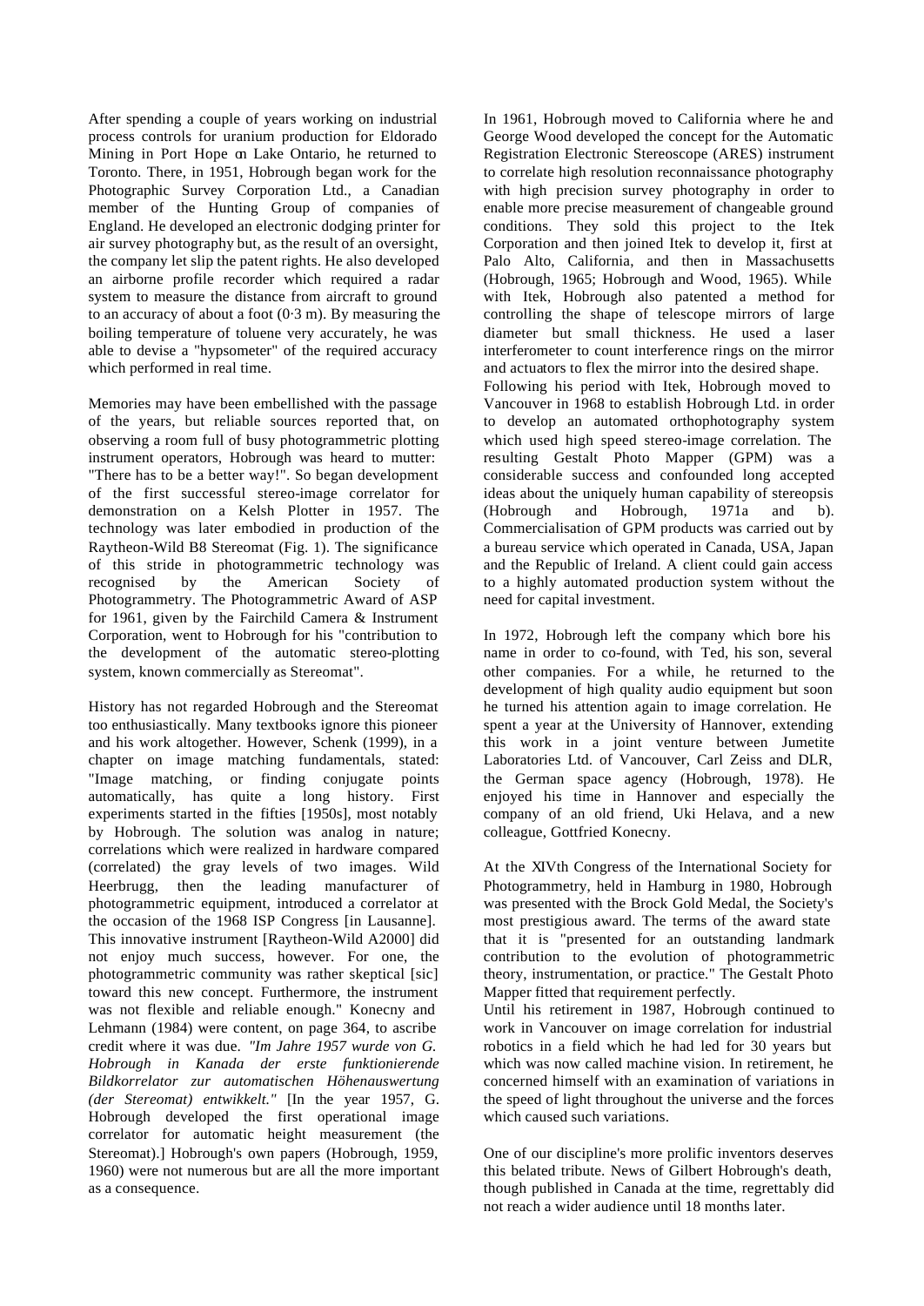After spending a couple of years working on industrial process controls for uranium production for Eldorado Mining in Port Hope on Lake Ontario, he returned to Toronto. There, in 1951, Hobrough began work for the Photographic Survey Corporation Ltd., a Canadian member of the Hunting Group of companies of England. He developed an electronic dodging printer for air survey photography but, as the result of an oversight, the company let slip the patent rights. He also developed an airborne profile recorder which required a radar system to measure the distance from aircraft to ground to an accuracy of about a foot (0·3 m). By measuring the boiling temperature of toluene very accurately, he was able to devise a "hypsometer" of the required accuracy which performed in real time.

Memories may have been embellished with the passage of the years, but reliable sources reported that, on observing a room full of busy photogrammetric plotting instrument operators, Hobrough was heard to mutter: "There has to be a better way!". So began development of the first successful stereo-image correlator for demonstration on a Kelsh Plotter in 1957. The technology was later embodied in production of the Raytheon-Wild B8 Stereomat (Fig. 1). The significance of this stride in photogrammetric technology was recognised by the American Society of Photogrammetry. The Photogrammetric Award of ASP for 1961, given by the Fairchild Camera & Instrument Corporation, went to Hobrough for his "contribution to the development of the automatic stereo-plotting system, known commercially as Stereomat".

History has not regarded Hobrough and the Stereomat too enthusiastically. Many textbooks ignore this pioneer and his work altogether. However, Schenk (1999), in a chapter on image matching fundamentals, stated: "Image matching, or finding conjugate points automatically, has quite a long history. First experiments started in the fifties [1950s], most notably by Hobrough. The solution was analog in nature; correlations which were realized in hardware compared (correlated) the gray levels of two images. Wild Heerbrugg, then the leading manufacturer of photogrammetric equipment, introduced a correlator at the occasion of the 1968 ISP Congress [in Lausanne]. This innovative instrument [Raytheon-Wild A2000] did not enjoy much success, however. For one, the photogrammetric community was rather skeptical [sic] toward this new concept. Furthermore, the instrument was not flexible and reliable enough." Konecny and Lehmann (1984) were content, on page 364, to ascribe credit where it was due. *"Im Jahre 1957 wurde von G. Hobrough in Kanada der erste funktionierende Bildkorrelator zur automatischen Höhenauswertung (der Stereomat) entwikkelt."* [In the year 1957, G. Hobrough developed the first operational image correlator for automatic height measurement (the Stereomat).] Hobrough's own papers (Hobrough, 1959, 1960) were not numerous but are all the more important as a consequence.

In 1961, Hobrough moved to California where he and George Wood developed the concept for the Automatic Registration Electronic Stereoscope (ARES) instrument to correlate high resolution reconnaissance photography with high precision survey photography in order to enable more precise measurement of changeable ground conditions. They sold this project to the Itek Corporation and then joined Itek to develop it, first at Palo Alto, California, and then in Massachusetts (Hobrough, 1965; Hobrough and Wood, 1965). While with Itek, Hobrough also patented a method for controlling the shape of telescope mirrors of large diameter but small thickness. He used a laser interferometer to count interference rings on the mirror and actuators to flex the mirror into the desired shape.

Following his period with Itek, Hobrough moved to Vancouver in 1968 to establish Hobrough Ltd. in order to develop an automated orthophotography system which used high speed stereo-image correlation. The resulting Gestalt Photo Mapper (GPM) was a considerable success and confounded long accepted ideas about the uniquely human capability of stereopsis (Hobrough and Hobrough, 1971a and b). Commercialisation of GPM products was carried out by a bureau service which operated in Canada, USA, Japan and the Republic of Ireland. A client could gain access to a highly automated production system without the need for capital investment.

In 1972, Hobrough left the company which bore his name in order to co-found, with Ted, his son, several other companies. For a while, he returned to the development of high quality audio equipment but soon he turned his attention again to image correlation. He spent a year at the University of Hannover, extending this work in a joint venture between Jumetite Laboratories Ltd. of Vancouver, Carl Zeiss and DLR, the German space agency (Hobrough, 1978). He enjoyed his time in Hannover and especially the company of an old friend, Uki Helava, and a new colleague, Gottfried Konecny.

At the XIVth Congress of the International Society for Photogrammetry, held in Hamburg in 1980, Hobrough was presented with the Brock Gold Medal, the Society's most prestigious award. The terms of the award state that it is "presented for an outstanding landmark contribution to the evolution of photogrammetric theory, instrumentation, or practice." The Gestalt Photo Mapper fitted that requirement perfectly.

Until his retirement in 1987, Hobrough continued to work in Vancouver on image correlation for industrial robotics in a field which he had led for 30 years but which was now called machine vision. In retirement, he concerned himself with an examination of variations in the speed of light throughout the universe and the forces which caused such variations.

One of our discipline's more prolific inventors deserves this belated tribute. News of Gilbert Hobrough's death, though published in Canada at the time, regrettably did not reach a wider audience until 18 months later.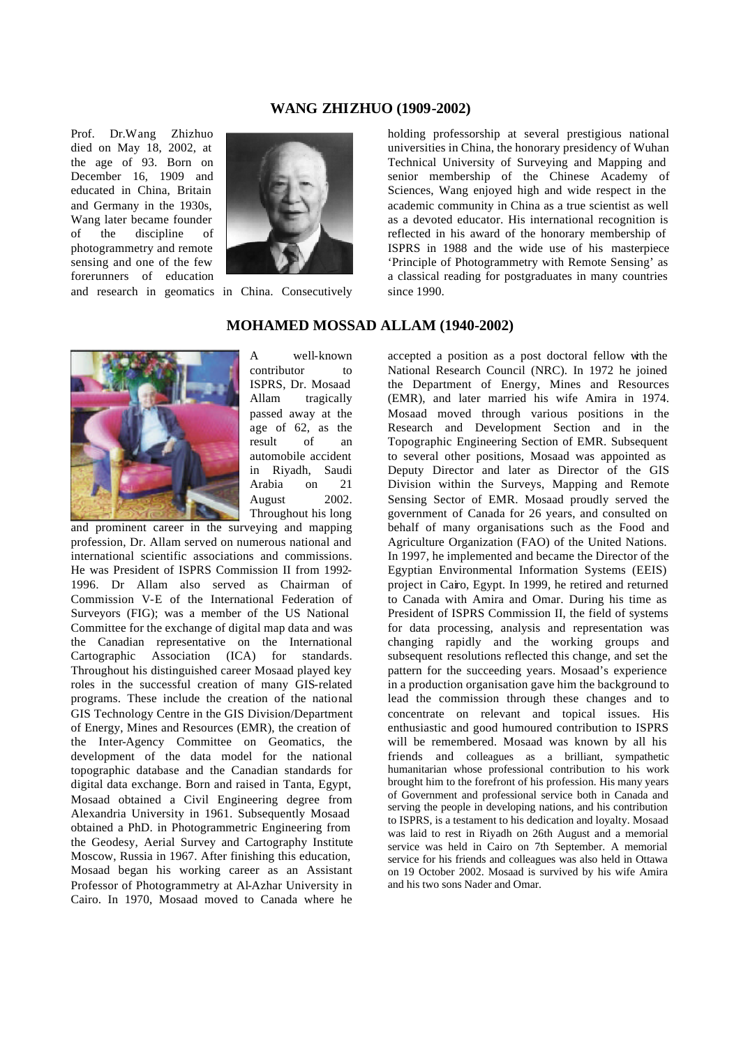## WANG ZHIZHUO (1909-2002)

Prof. Dr.Wang Zhizhuo died on May 18, 2002, at the age of 93. Born on December 16, 1909 and educated in China, Britain and Germany in the 1930s, Wang later became founder of the discipline of photogrammetry and remote sensing and one of the few forerunners of education and research in geomatics in China. Consecutively holding professorship at several prestigious national universities in China, the honorary presidency of Wuhan Technical University of Surveying and Mapping and senior membership of the Chinese Academy of Sciences, Wang enjoyed high and wide respect in the academic community in China as a true scientist as well as a devoted educator. His international recognition is reflected in his award of the honorary membership of ISPRS in 1988 and the wide use of his masterpiece 'Principle of Photogrammetry with Remote Sensing' as a classical reading for postgraduates in many countries since 1990.

## MOHAMED MOSSAD ALLAM (1940-2002)

A well-known contributor to ISPRS, Dr. Mosaad Allam tragically passed away at the age of 62, as the result of an automobile accident in Riyadh, Saudi Arabia on 21 August 2002. Throughout his long and prominent career in the surveying and mapping profession, Dr. Allam served on numerous national and international scientific associations and commissions. He was President of ISPRS Commission II from 1992-1996. Dr Allam also served as Chairman of Commission V-E of the International Federation of Surveyors (FIG); was a member of the US National Committee for the exchange of digital map data and was the Canadian representative on the International Cartographic Association (ICA) for standards. Throughout his distinguished career Mosaad played key roles in the successful creation of many GIS-related programs. These include the creation of the national GIS Technology Centre in the GIS Division/Department of Energy, Mines and Resources (EMR), the creation of the Inter-Agency Committee on Geomatics, the development of the data model for the national topographic database and the Canadian standards for digital data exchange. Born and raised in Tanta, Egypt, Mosaad obtained a Civil Engineering degree from Alexandria University in 1961. Subsequently Mosaad obtained a PhD. in Photogrammetric Engineering from the Geodesy, Aerial Survey and Cartography Institute Moscow, Russia in 1967. After finishing this education, Mosaad began his working career as an Assistant Professor of Photogrammetry at Al-Azhar University in Cairo. In 1970, Mosaad moved to Canada where he accepted a position as a post doctoral fellow with the National Research Council (NRC). In 1972 he joined the Department of Energy, Mines and Resources (EMR), and later married his wife Amira in 1974. Mosaad moved through various positions in the Research and Development Section and in the Topographic Engineering Section of EMR. Subsequent to several other positions, Mosaad was appointed as Deputy Director and later as Director of the GIS Division within the Surveys, Mapping and Remote Sensing Sector of EMR. Mosaad proudly served the government of Canada for 26 years, and consulted on behalf of many organisations such as the Food and Agriculture Organization (FAO) of the United Nations. In 1997, he implemented and became the Director of the Egyptian Environmental Information Systems (EEIS) project in Cairo, Egypt. In 1999, he retired and returned to Canada with Amira and Omar. During his time as President of ISPRS Commission II, the field of systems for data processing, analysis and representation was changing rapidly and the working groups and subsequent resolutions reflected this change, and set the pattern for the succeeding years. Mosaad's experience in a production organisation gave him the background to lead the commission through these changes and to concentrate on relevant and topical issues. His enthusiastic and good humoured contribution to ISPRS will be remembered. Mosaad was known by all his friends and colleagues as a brilliant, sympathetic humanitarian whose professional contribution to his work brought him to the forefront of his profession. His many years of Government and professional service both in Canada and serving the people in developing nations, and his contribution to ISPRS, is a testament to his dedication and loyalty. Mosaad was laid to rest in Riyadh on 26th August and a memorial service was held in Cairo on 7th September. A memorial service for his friends and colleagues was also held in Ottawa on 19 October 2002. Mosaad is survived by his wife Amira and his two sons Nader and Omar.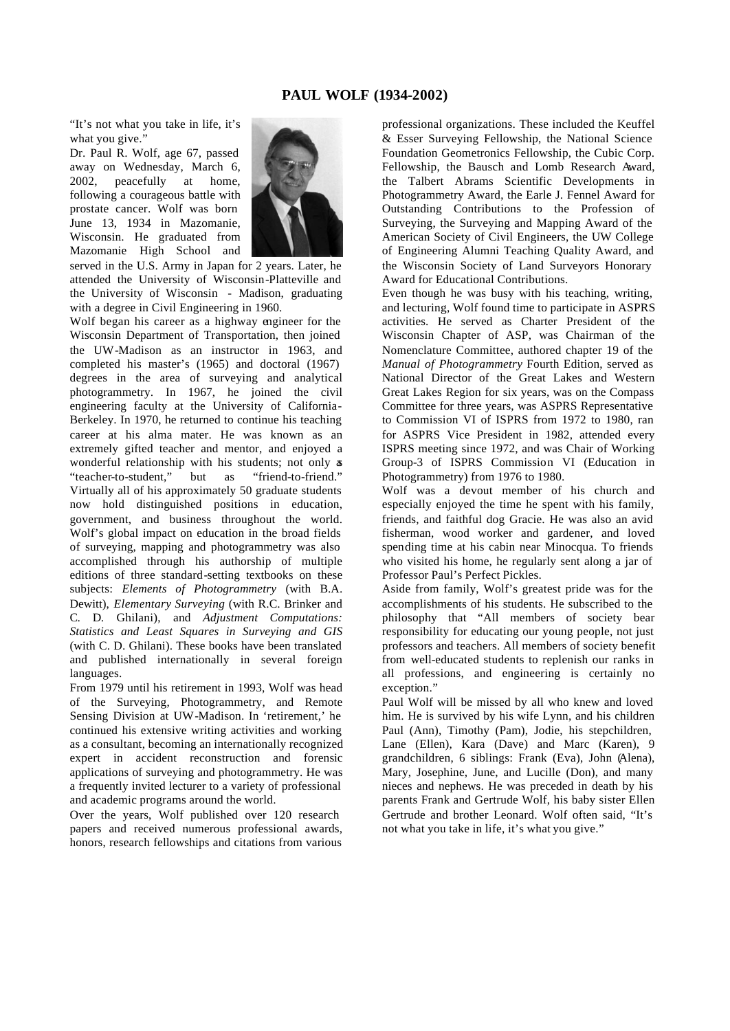# PAUL WOLF (1934-2002)

"It's not what you take in life, it's what you give."

Dr. Paul R. Wolf, age 67, passed away on Wednesday, March 6, 2002, peacefully at home, following a courageous battle with prostate cancer. Wolf was born June 13, 1934 in Mazomanie, Wisconsin. He graduated from Mazomanie High School and served in the U.S. Army in Japan for 2 years. Later, he attended the University of Wisconsin-Platteville and the University of Wisconsin - Madison, graduating with a degree in Civil Engineering in 1960.

Wolf began his career as a highway engineer for the Wisconsin Department of Transportation, then joined the UW-Madison as an instructor in 1963, and completed his master's (1965) and doctoral (1967) degrees in the area of surveying and analytical photogrammetry. In 1967, he joined the civil engineering faculty at the University of California-Berkeley. In 1970, he returned to continue his teaching career at his alma mater. He was known as an extremely gifted teacher and mentor, and enjoyed a wonderful relationship with his students; not only as "teacher-to-student," but as "friend-to-friend." Virtually all of his approximately 50 graduate students now hold distinguished positions in education, government, and business throughout the world. Wolf's global impact on education in the broad fields of surveying, mapping and photogrammetry was also accomplished through his authorship of multiple editions of three standard-setting textbooks on these subjects: *Elements of Photogrammetry* (with B.A. Dewitt), *Elementary Surveying* (with R.C. Brinker and C. D. Ghilani), and *Adjustment Computations: Statistics and Least Squares in Surveying and GIS* (with C. D. Ghilani). These books have been translated and published internationally in several foreign languages.

From 1979 until his retirement in 1993, Wolf was head of the Surveying, Photogrammetry, and Remote Sensing Division at UW-Madison. In 'retirement,' he continued his extensive writing activities and working as a consultant, becoming an internationally recognized expert in accident reconstruction and forensic applications of surveying and photogrammetry. He was a frequently invited lecturer to a variety of professional and academic programs around the world.

Over the years, Wolf published over 120 research papers and received numerous professional awards, honors, research fellowships and citations from various professional organizations. These included the Keuffel & Esser Surveying Fellowship, the National Science Foundation Geometronics Fellowship, the Cubic Corp. Fellowship, the Bausch and Lomb Research Award, the Talbert Abrams Scientific Developments in Photogrammetry Award, the Earle J. Fennel Award for Outstanding Contributions to the Profession of Surveying, the Surveying and Mapping Award of the American Society of Civil Engineers, the UW College of Engineering Alumni Teaching Quality Award, and the Wisconsin Society of Land Surveyors Honorary Award for Educational Contributions.

Even though he was busy with his teaching, writing, and lecturing, Wolf found time to participate in ASPRS activities. He served as Charter President of the Wisconsin Chapter of ASP, was Chairman of the Nomenclature Committee, authored chapter 19 of the *Manual of Photogrammetry* Fourth Edition, served as National Director of the Great Lakes and Western Great Lakes Region for six years, was on the Compass Committee for three years, was ASPRS Representative to Commission VI of ISPRS from 1972 to 1980, ran for ASPRS Vice President in 1982, attended every ISPRS meeting since 1972, and was Chair of Working Group-3 of ISPRS Commission VI (Education in Photogrammetry) from 1976 to 1980.

Wolf was a devout member of his church and especially enjoyed the time he spent with his family, friends, and faithful dog Gracie. He was also an avid fisherman, wood worker and gardener, and loved spending time at his cabin near Minocqua. To friends who visited his home, he regularly sent along a jar of Professor Paul's Perfect Pickles.

Aside from family, Wolf's greatest pride was for the accomplishments of his students. He subscribed to the philosophy that "All members of society bear responsibility for educating our young people, not just professors and teachers. All members of society benefit from well-educated students to replenish our ranks in all professions, and engineering is certainly no exception."

Paul Wolf will be missed by all who knew and loved him. He is survived by his wife Lynn, and his children Paul (Ann), Timothy (Pam), Jodie, his stepchildren, Lane (Ellen), Kara (Dave) and Marc (Karen), 9 grandchildren, 6 siblings: Frank (Eva), John (Alena), Mary, Josephine, June, and Lucille (Don), and many nieces and nephews. He was preceded in death by his parents Frank and Gertrude Wolf, his baby sister Ellen Gertrude and brother Leonard. Wolf often said, "It's not what you take in life, it's what you give."